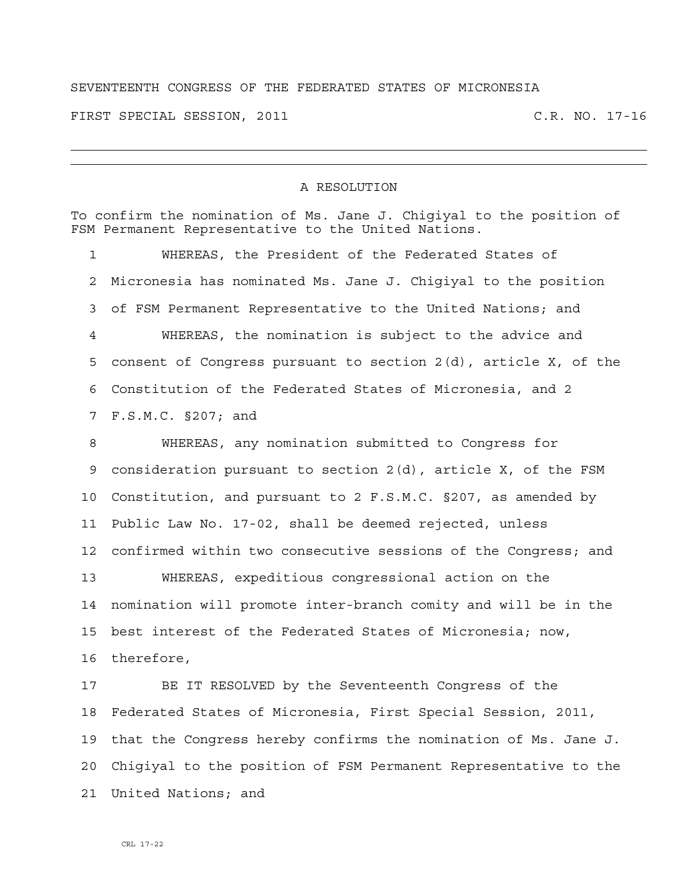SEVENTEENTH CONGRESS OF THE FEDERATED STATES OF MICRONESIA

FIRST SPECIAL SESSION, 2011 C.R. NO. 17-16

---

# A RESOLUTION

To confirm the nomination of Ms. Jane J. Chigiyal to the position of FSM Permanent Representative to the United Nations.

1 WHEREAS, the President of the Federated States of
2 Micronesia has nominated Ms. Jane J. Chigiyal to the position
3 of FSM Permanent Representative to the United Nations; and
4 WHEREAS, the nomination is subject to the advice and
5 consent of Congress pursuant to section 2(d), article X, of the
6 Constitution of the Federated States of Micronesia, and 2
7 F.S.M.C. §207; and
8 WHEREAS, any nomination submitted to Congress for
9 consideration pursuant to section 2(d), article X, of the FSM
10 Constitution, and pursuant to 2 F.S.M.C. §207, as amended by
11 Public Law No. 17-02, shall be deemed rejected, unless
12 confirmed within two consecutive sessions of the Congress; and
13 WHEREAS, expeditious congressional action on the
14 nomination will promote inter-branch comity and will be in the
15 best interest of the Federated States of Micronesia; now,
16 therefore,
17 BE IT RESOLVED by the Seventeenth Congress of the
18 Federated States of Micronesia, First Special Session, 2011,
19 that the Congress hereby confirms the nomination of Ms. Jane J.
20 Chigiyal to the position of FSM Permanent Representative to the
21 United Nations; and

CRL 17-22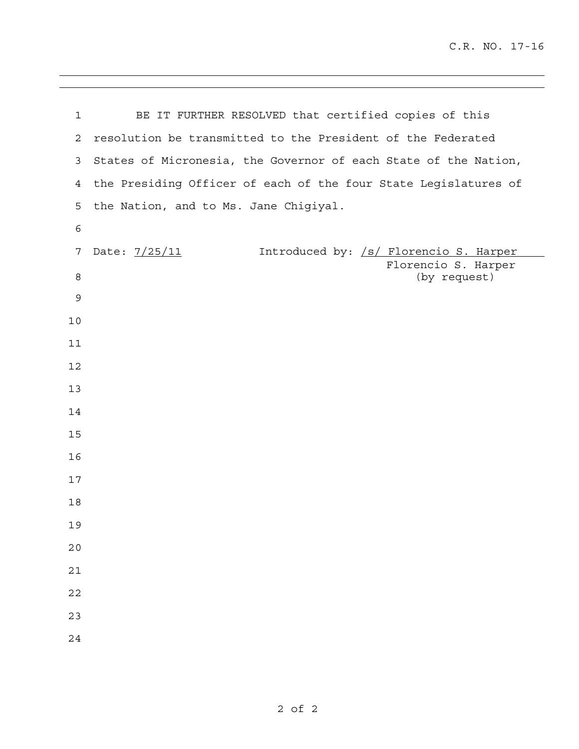BE IT FURTHER RESOLVED that certified copies of this resolution be transmitted to the President of the Federated States of Micronesia, the Governor of each State of the Nation, the Presiding Officer of each of the four State Legislatures of the Nation, and to Ms. Jane Chigiyal.

Date: 7/25/11

Introduced by: /s/ Florencio S. Harper
Florencio S. Harper
(by request)